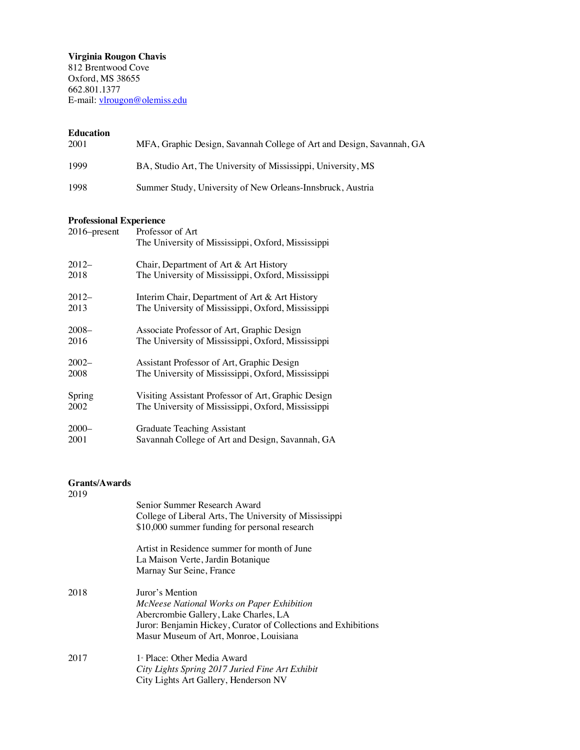**Virginia Rougon Chavis**
812 Brentwood Cove
Oxford, MS 38655
662.801.1377
E-mail: vlrougon@olemiss.edu

**Education**

| | |
|---|---|
| 2001 | MFA, Graphic Design, Savannah College of Art and Design, Savannah, GA |
| 1999 | BA, Studio Art, The University of Mississippi, University, MS |
| 1998 | Summer Study, University of New Orleans-Innsbruck, Austria |

**Professional Experience**

| | |
|---|---|
| 2016–present | Professor of Art<br>The University of Mississippi, Oxford, Mississippi |
| 2012–2018 | Chair, Department of Art & Art History<br>The University of Mississippi, Oxford, Mississippi |
| 2012–2013 | Interim Chair, Department of Art & Art History<br>The University of Mississippi, Oxford, Mississippi |
| 2008–2016 | Associate Professor of Art, Graphic Design<br>The University of Mississippi, Oxford, Mississippi |
| 2002–2008 | Assistant Professor of Art, Graphic Design<br>The University of Mississippi, Oxford, Mississippi |
| Spring 2002 | Visiting Assistant Professor of Art, Graphic Design<br>The University of Mississippi, Oxford, Mississippi |
| 2000–2001 | Graduate Teaching Assistant<br>Savannah College of Art and Design, Savannah, GA |

**Grants/Awards**

2019

Senior Summer Research Award
College of Liberal Arts, The University of Mississippi
$10,000 summer funding for personal research

Artist in Residence summer for month of June
La Maison Verte, Jardin Botanique
Marnay Sur Seine, France

2018

Juror's Mention
*McNeese National Works on Paper Exhibition*
Abercrombie Gallery, Lake Charles, LA
Juror: Benjamin Hickey, Curator of Collections and Exhibitions
Masur Museum of Art, Monroe, Louisiana

2017

1st Place: Other Media Award
*City Lights Spring 2017 Juried Fine Art Exhibit*
City Lights Art Gallery, Henderson NV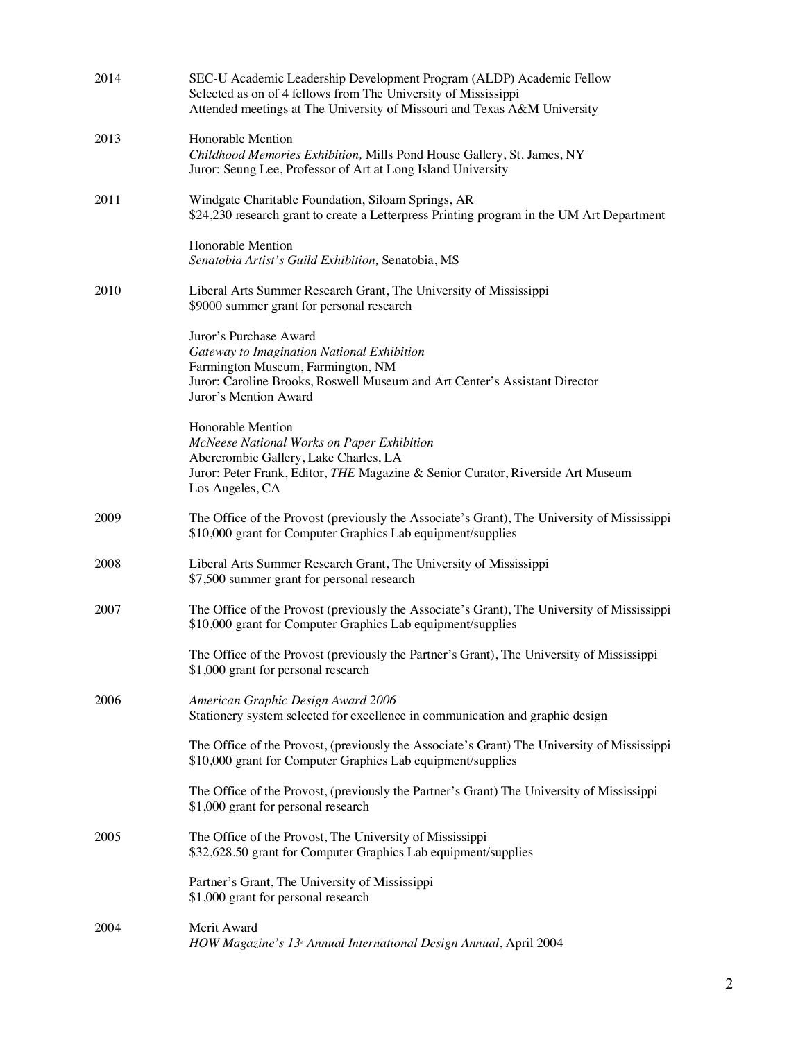2014 SEC-U Academic Leadership Development Program (ALDP) Academic Fellow
Selected as on of 4 fellows from The University of Mississippi
Attended meetings at The University of Missouri and Texas A&M University

2013 Honorable Mention
*Childhood Memories Exhibition,* Mills Pond House Gallery, St. James, NY
Juror: Seung Lee, Professor of Art at Long Island University

2011 Windgate Charitable Foundation, Siloam Springs, AR
$24,230 research grant to create a Letterpress Printing program in the UM Art Department

Honorable Mention
*Senatobia Artist's Guild Exhibition,* Senatobia, MS

2010 Liberal Arts Summer Research Grant, The University of Mississippi
$9000 summer grant for personal research

Juror's Purchase Award
*Gateway to Imagination National Exhibition*
Farmington Museum, Farmington, NM
Juror: Caroline Brooks, Roswell Museum and Art Center's Assistant Director
Juror's Mention Award

Honorable Mention
*McNeese National Works on Paper Exhibition*
Abercrombie Gallery, Lake Charles, LA
Juror: Peter Frank, Editor, *THE* Magazine & Senior Curator, Riverside Art Museum
Los Angeles, CA

2009 The Office of the Provost (previously the Associate's Grant), The University of Mississippi
$10,000 grant for Computer Graphics Lab equipment/supplies

2008 Liberal Arts Summer Research Grant, The University of Mississippi
$7,500 summer grant for personal research

2007 The Office of the Provost (previously the Associate's Grant), The University of Mississippi
$10,000 grant for Computer Graphics Lab equipment/supplies

The Office of the Provost (previously the Partner's Grant), The University of Mississippi
$1,000 grant for personal research

2006 *American Graphic Design Award 2006*
Stationery system selected for excellence in communication and graphic design

The Office of the Provost, (previously the Associate's Grant) The University of Mississippi
$10,000 grant for Computer Graphics Lab equipment/supplies

The Office of the Provost, (previously the Partner's Grant) The University of Mississippi
$1,000 grant for personal research

2005 The Office of the Provost, The University of Mississippi
$32,628.50 grant for Computer Graphics Lab equipment/supplies

Partner's Grant, The University of Mississippi
$1,000 grant for personal research

2004 Merit Award
*HOW Magazine's 13th Annual International Design Annual*, April 2004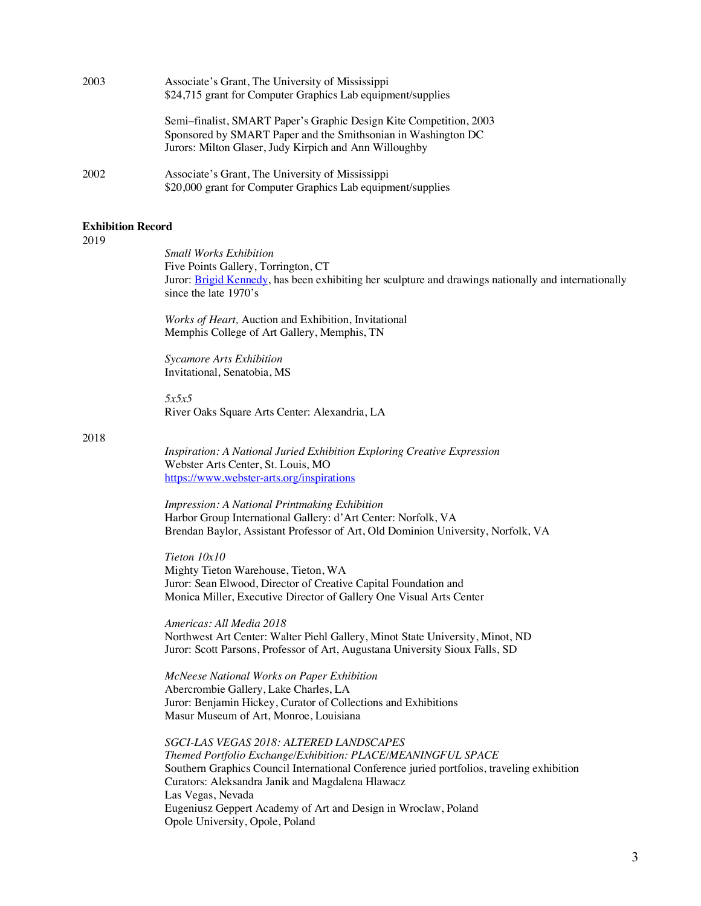2003 — Associate's Grant, The University of Mississippi
$24,715 grant for Computer Graphics Lab equipment/supplies

Semi–finalist, SMART Paper's Graphic Design Kite Competition, 2003
Sponsored by SMART Paper and the Smithsonian in Washington DC
Jurors: Milton Glaser, Judy Kirpich and Ann Willoughby

2002 — Associate's Grant, The University of Mississippi
$20,000 grant for Computer Graphics Lab equipment/supplies

**Exhibition Record**

2019

*Small Works Exhibition*
Five Points Gallery, Torrington, CT
Juror: [Brigid Kennedy](), has been exhibiting her sculpture and drawings nationally and internationally since the late 1970's

*Works of Heart,* Auction and Exhibition, Invitational
Memphis College of Art Gallery, Memphis, TN

*Sycamore Arts Exhibition*
Invitational, Senatobia, MS

*5x5x5*
River Oaks Square Arts Center: Alexandria, LA

2018

*Inspiration: A National Juried Exhibition Exploring Creative Expression*
Webster Arts Center, St. Louis, MO
[https://www.webster-arts.org/inspirations](https://www.webster-arts.org/inspirations)

*Impression: A National Printmaking Exhibition*
Harbor Group International Gallery: d'Art Center: Norfolk, VA
Brendan Baylor, Assistant Professor of Art, Old Dominion University, Norfolk, VA

*Tieton 10x10*
Mighty Tieton Warehouse, Tieton, WA
Juror: Sean Elwood, Director of Creative Capital Foundation and
Monica Miller, Executive Director of Gallery One Visual Arts Center

*Americas: All Media 2018*
Northwest Art Center: Walter Piehl Gallery, Minot State University, Minot, ND
Juror: Scott Parsons, Professor of Art, Augustana University Sioux Falls, SD

*McNeese National Works on Paper Exhibition*
Abercrombie Gallery, Lake Charles, LA
Juror: Benjamin Hickey, Curator of Collections and Exhibitions
Masur Museum of Art, Monroe, Louisiana

*SGCI-LAS VEGAS 2018: ALTERED LANDSCAPES*
*Themed Portfolio Exchange/Exhibition: PLACE/MEANINGFUL SPACE*
Southern Graphics Council International Conference juried portfolios, traveling exhibition
Curators: Aleksandra Janik and Magdalena Hlawacz
Las Vegas, Nevada
Eugeniusz Geppert Academy of Art and Design in Wroclaw, Poland
Opole University, Opole, Poland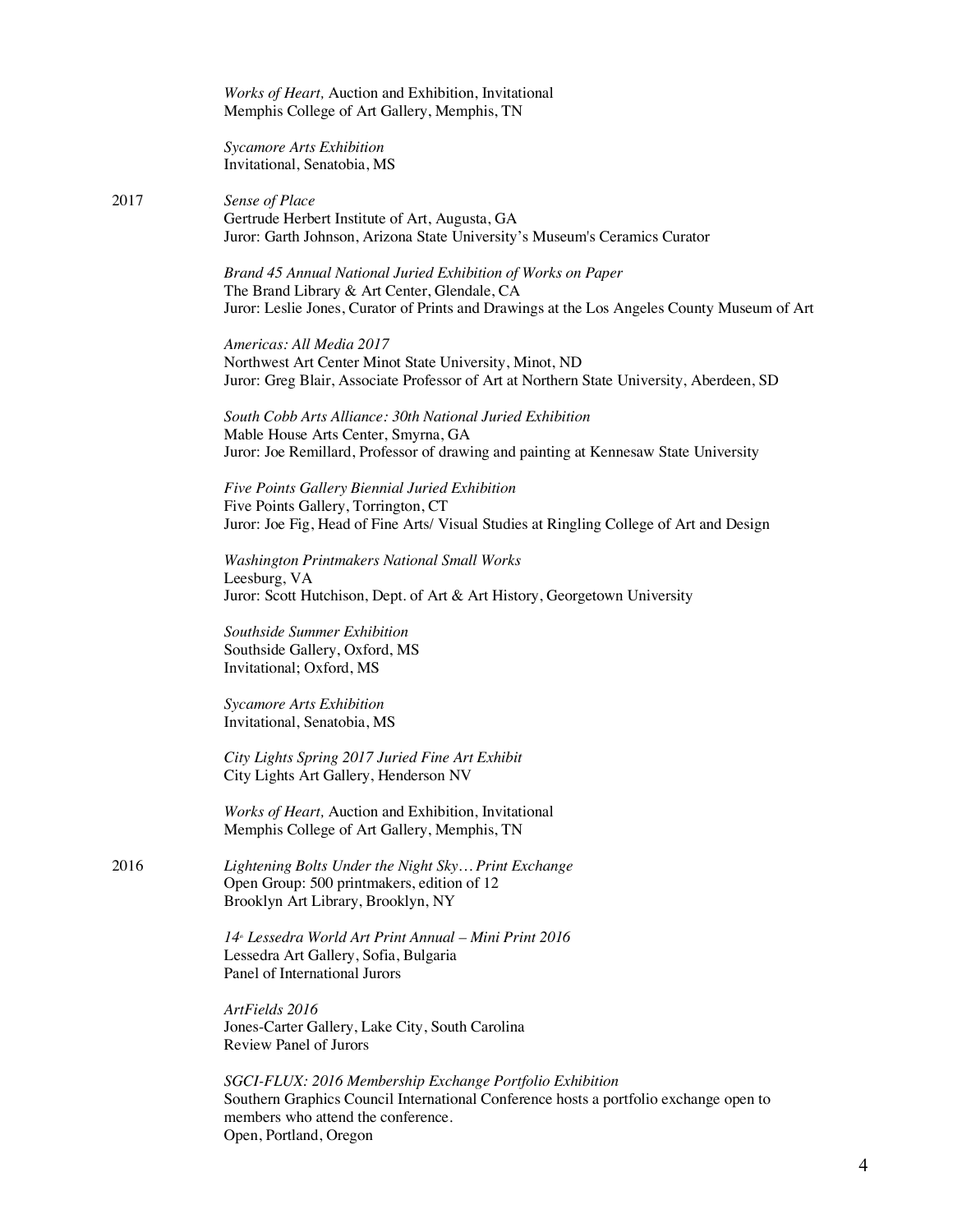*Works of Heart,* Auction and Exhibition, Invitational
Memphis College of Art Gallery, Memphis, TN

*Sycamore Arts Exhibition*
Invitational, Senatobia, MS

2017

*Sense of Place*
Gertrude Herbert Institute of Art, Augusta, GA
Juror: Garth Johnson, Arizona State University's Museum's Ceramics Curator

*Brand 45 Annual National Juried Exhibition of Works on Paper*
The Brand Library & Art Center, Glendale, CA
Juror: Leslie Jones, Curator of Prints and Drawings at the Los Angeles County Museum of Art

*Americas: All Media 2017*
Northwest Art Center Minot State University, Minot, ND
Juror: Greg Blair, Associate Professor of Art at Northern State University, Aberdeen, SD

*South Cobb Arts Alliance: 30th National Juried Exhibition*
Mable House Arts Center, Smyrna, GA
Juror: Joe Remillard, Professor of drawing and painting at Kennesaw State University

*Five Points Gallery Biennial Juried Exhibition*
Five Points Gallery, Torrington, CT
Juror: Joe Fig, Head of Fine Arts/ Visual Studies at Ringling College of Art and Design

*Washington Printmakers National Small Works*
Leesburg, VA
Juror: Scott Hutchison, Dept. of Art & Art History, Georgetown University

*Southside Summer Exhibition*
Southside Gallery, Oxford, MS
Invitational; Oxford, MS

*Sycamore Arts Exhibition*
Invitational, Senatobia, MS

*City Lights Spring 2017 Juried Fine Art Exhibit*
City Lights Art Gallery, Henderson NV

*Works of Heart,* Auction and Exhibition, Invitational
Memphis College of Art Gallery, Memphis, TN

2016

*Lightening Bolts Under the Night Sky… Print Exchange*
Open Group: 500 printmakers, edition of 12
Brooklyn Art Library, Brooklyn, NY

*14th Lessedra World Art Print Annual – Mini Print 2016*
Lessedra Art Gallery, Sofia, Bulgaria
Panel of International Jurors

*ArtFields 2016*
Jones-Carter Gallery, Lake City, South Carolina
Review Panel of Jurors

*SGCI-FLUX: 2016 Membership Exchange Portfolio Exhibition*
Southern Graphics Council International Conference hosts a portfolio exchange open to members who attend the conference.
Open, Portland, Oregon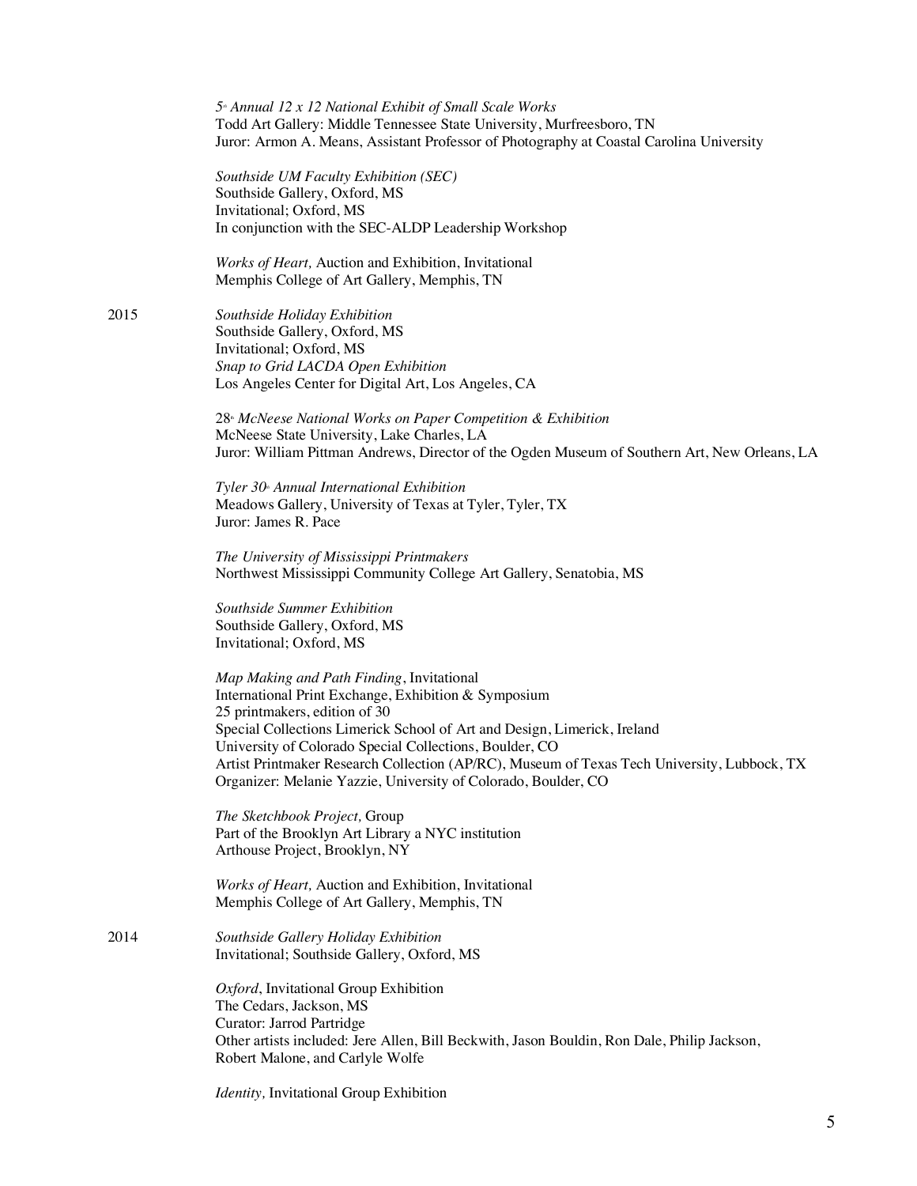*5th Annual 12 x 12 National Exhibit of Small Scale Works*
Todd Art Gallery: Middle Tennessee State University, Murfreesboro, TN
Juror: Armon A. Means, Assistant Professor of Photography at Coastal Carolina University

*Southside UM Faculty Exhibition (SEC)*
Southside Gallery, Oxford, MS
Invitational; Oxford, MS
In conjunction with the SEC-ALDP Leadership Workshop

*Works of Heart,* Auction and Exhibition, Invitational
Memphis College of Art Gallery, Memphis, TN

**2015**

*Southside Holiday Exhibition*
Southside Gallery, Oxford, MS
Invitational; Oxford, MS
*Snap to Grid LACDA Open Exhibition*
Los Angeles Center for Digital Art, Los Angeles, CA

*28th McNeese National Works on Paper Competition & Exhibition*
McNeese State University, Lake Charles, LA
Juror: William Pittman Andrews, Director of the Ogden Museum of Southern Art, New Orleans, LA

*Tyler 30th Annual International Exhibition*
Meadows Gallery, University of Texas at Tyler, Tyler, TX
Juror: James R. Pace

*The University of Mississippi Printmakers*
Northwest Mississippi Community College Art Gallery, Senatobia, MS

*Southside Summer Exhibition*
Southside Gallery, Oxford, MS
Invitational; Oxford, MS

*Map Making and Path Finding*, Invitational
International Print Exchange, Exhibition & Symposium
25 printmakers, edition of 30
Special Collections Limerick School of Art and Design, Limerick, Ireland
University of Colorado Special Collections, Boulder, CO
Artist Printmaker Research Collection (AP/RC), Museum of Texas Tech University, Lubbock, TX
Organizer: Melanie Yazzie, University of Colorado, Boulder, CO

*The Sketchbook Project,* Group
Part of the Brooklyn Art Library a NYC institution
Arthouse Project, Brooklyn, NY

*Works of Heart,* Auction and Exhibition, Invitational
Memphis College of Art Gallery, Memphis, TN

**2014**

*Southside Gallery Holiday Exhibition*
Invitational; Southside Gallery, Oxford, MS

*Oxford*, Invitational Group Exhibition
The Cedars, Jackson, MS
Curator: Jarrod Partridge
Other artists included: Jere Allen, Bill Beckwith, Jason Bouldin, Ron Dale, Philip Jackson, Robert Malone, and Carlyle Wolfe

*Identity,* Invitational Group Exhibition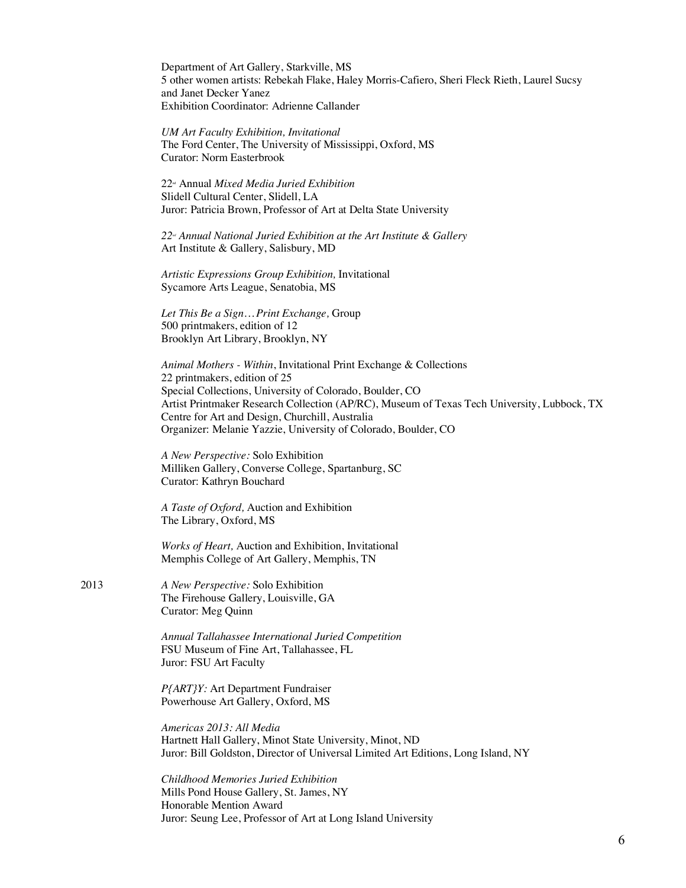Department of Art Gallery, Starkville, MS
5 other women artists: Rebekah Flake, Haley Morris-Cafiero, Sheri Fleck Rieth, Laurel Sucsy and Janet Decker Yanez
Exhibition Coordinator: Adrienne Callander

*UM Art Faculty Exhibition, Invitational*
The Ford Center, The University of Mississippi, Oxford, MS
Curator: Norm Easterbrook

22nd Annual *Mixed Media Juried Exhibition*
Slidell Cultural Center, Slidell, LA
Juror: Patricia Brown, Professor of Art at Delta State University

*22nd Annual National Juried Exhibition at the Art Institute & Gallery*
Art Institute & Gallery, Salisbury, MD

*Artistic Expressions Group Exhibition,* Invitational
Sycamore Arts League, Senatobia, MS

*Let This Be a Sign… Print Exchange,* Group
500 printmakers, edition of 12
Brooklyn Art Library, Brooklyn, NY

*Animal Mothers - Within*, Invitational Print Exchange & Collections
22 printmakers, edition of 25
Special Collections, University of Colorado, Boulder, CO
Artist Printmaker Research Collection (AP/RC), Museum of Texas Tech University, Lubbock, TX
Centre for Art and Design, Churchill, Australia
Organizer: Melanie Yazzie, University of Colorado, Boulder, CO

*A New Perspective:* Solo Exhibition
Milliken Gallery, Converse College, Spartanburg, SC
Curator: Kathryn Bouchard

*A Taste of Oxford,* Auction and Exhibition
The Library, Oxford, MS

*Works of Heart,* Auction and Exhibition, Invitational
Memphis College of Art Gallery, Memphis, TN

2013

*A New Perspective:* Solo Exhibition
The Firehouse Gallery, Louisville, GA
Curator: Meg Quinn

*Annual Tallahassee International Juried Competition*
FSU Museum of Fine Art, Tallahassee, FL
Juror: FSU Art Faculty

*P{ART}Y:* Art Department Fundraiser
Powerhouse Art Gallery, Oxford, MS

*Americas 2013: All Media*
Hartnett Hall Gallery, Minot State University, Minot, ND
Juror: Bill Goldston, Director of Universal Limited Art Editions, Long Island, NY

*Childhood Memories Juried Exhibition*
Mills Pond House Gallery, St. James, NY
Honorable Mention Award
Juror: Seung Lee, Professor of Art at Long Island University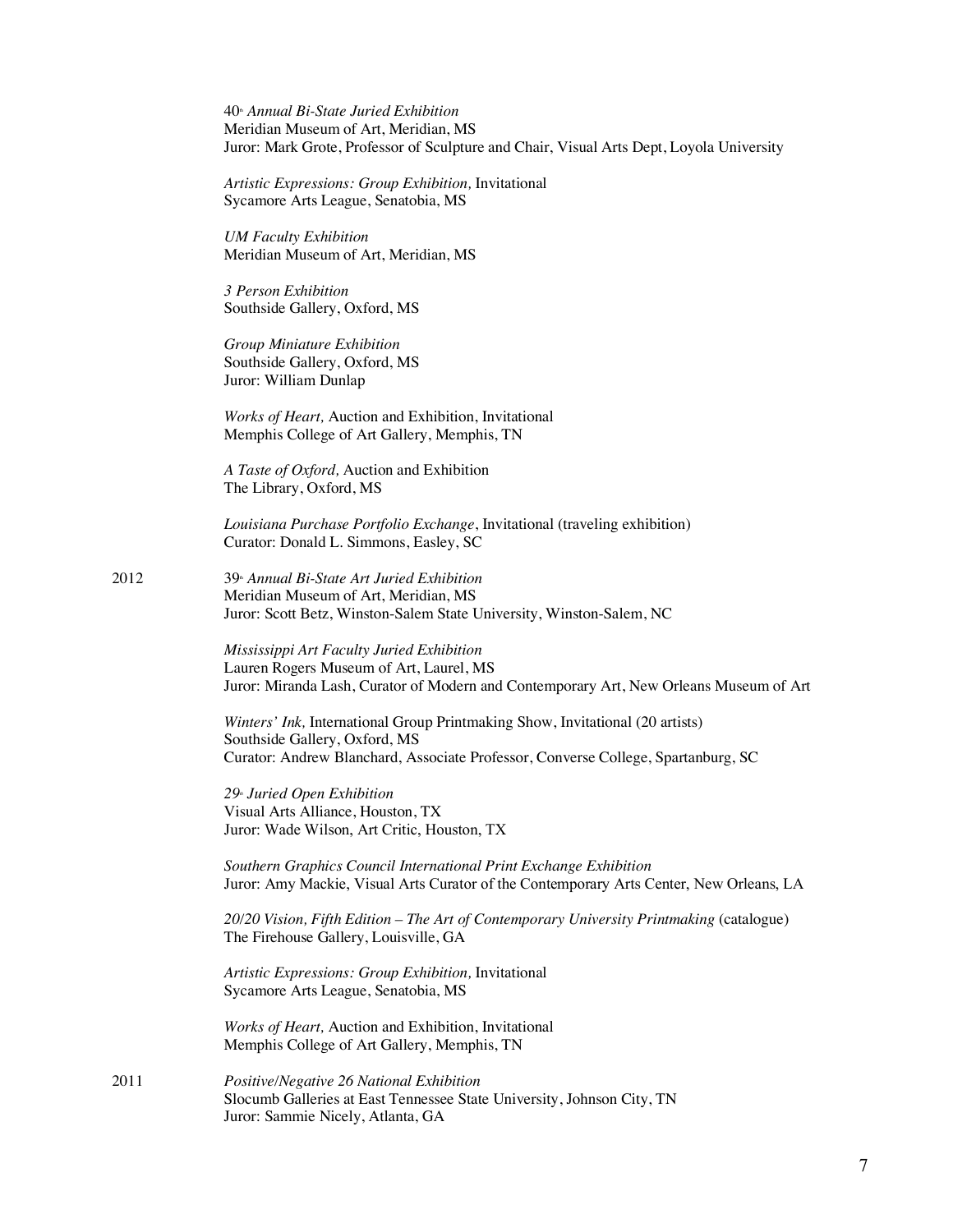40th *Annual Bi-State Juried Exhibition*
Meridian Museum of Art, Meridian, MS
Juror: Mark Grote, Professor of Sculpture and Chair, Visual Arts Dept, Loyola University

*Artistic Expressions: Group Exhibition,* Invitational
Sycamore Arts League, Senatobia, MS

*UM Faculty Exhibition*
Meridian Museum of Art, Meridian, MS

*3 Person Exhibition*
Southside Gallery, Oxford, MS

*Group Miniature Exhibition*
Southside Gallery, Oxford, MS
Juror: William Dunlap

*Works of Heart,* Auction and Exhibition, Invitational
Memphis College of Art Gallery, Memphis, TN

*A Taste of Oxford,* Auction and Exhibition
The Library, Oxford, MS

*Louisiana Purchase Portfolio Exchange*, Invitational (traveling exhibition)
Curator: Donald L. Simmons, Easley, SC

2012

39th *Annual Bi-State Art Juried Exhibition*
Meridian Museum of Art, Meridian, MS
Juror: Scott Betz, Winston-Salem State University, Winston-Salem, NC

*Mississippi Art Faculty Juried Exhibition*
Lauren Rogers Museum of Art, Laurel, MS
Juror: Miranda Lash, Curator of Modern and Contemporary Art, New Orleans Museum of Art

*Winters' Ink,* International Group Printmaking Show, Invitational (20 artists)
Southside Gallery, Oxford, MS
Curator: Andrew Blanchard, Associate Professor, Converse College, Spartanburg, SC

29th *Juried Open Exhibition*
Visual Arts Alliance, Houston, TX
Juror: Wade Wilson, Art Critic, Houston, TX

*Southern Graphics Council International Print Exchange Exhibition*
Juror: Amy Mackie, Visual Arts Curator of the Contemporary Arts Center, New Orleans, LA

*20/20 Vision, Fifth Edition – The Art of Contemporary University Printmaking* (catalogue)
The Firehouse Gallery, Louisville, GA

*Artistic Expressions: Group Exhibition,* Invitational
Sycamore Arts League, Senatobia, MS

*Works of Heart,* Auction and Exhibition, Invitational
Memphis College of Art Gallery, Memphis, TN

2011

*Positive/Negative 26 National Exhibition*
Slocumb Galleries at East Tennessee State University, Johnson City, TN
Juror: Sammie Nicely, Atlanta, GA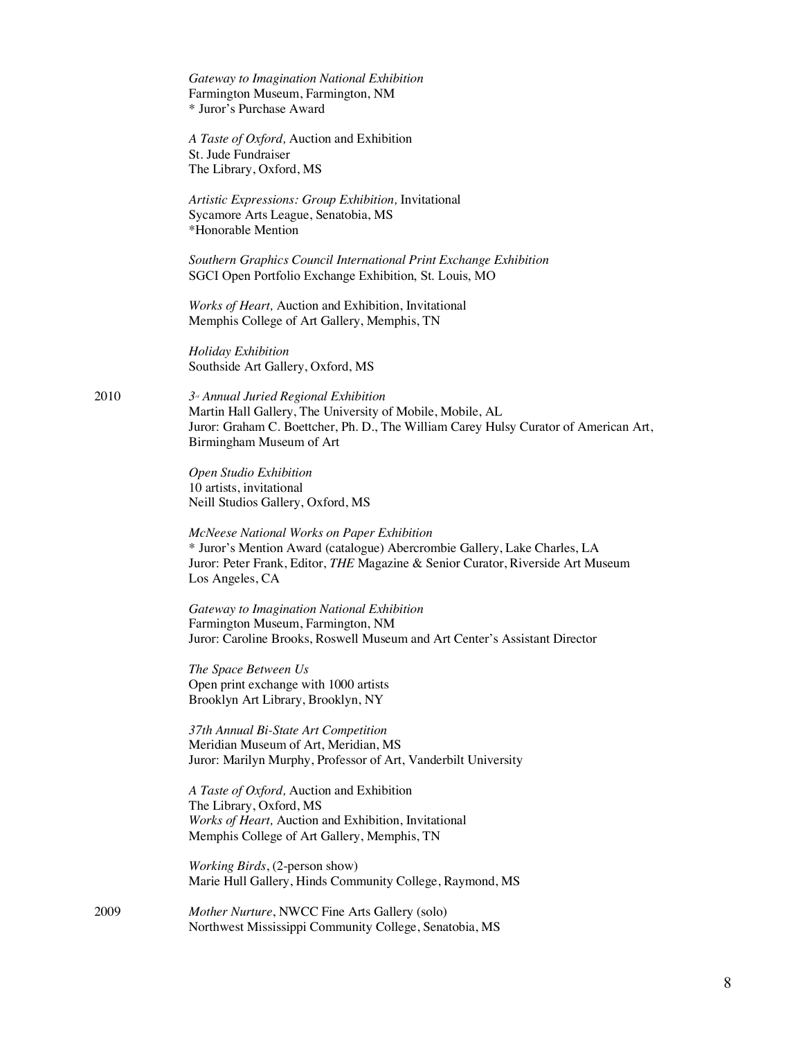*Gateway to Imagination National Exhibition*
Farmington Museum, Farmington, NM
* Juror's Purchase Award

*A Taste of Oxford,* Auction and Exhibition
St. Jude Fundraiser
The Library, Oxford, MS

*Artistic Expressions: Group Exhibition,* Invitational
Sycamore Arts League, Senatobia, MS
*Honorable Mention

*Southern Graphics Council International Print Exchange Exhibition*
SGCI Open Portfolio Exchange Exhibition, St. Louis, MO

*Works of Heart,* Auction and Exhibition, Invitational
Memphis College of Art Gallery, Memphis, TN

*Holiday Exhibition*
Southside Art Gallery, Oxford, MS

2010

*3rd Annual Juried Regional Exhibition*
Martin Hall Gallery, The University of Mobile, Mobile, AL
Juror: Graham C. Boettcher, Ph. D., The William Carey Hulsy Curator of American Art, Birmingham Museum of Art

*Open Studio Exhibition*
10 artists, invitational
Neill Studios Gallery, Oxford, MS

*McNeese National Works on Paper Exhibition*
* Juror's Mention Award (catalogue) Abercrombie Gallery, Lake Charles, LA
Juror: Peter Frank, Editor, *THE* Magazine & Senior Curator, Riverside Art Museum Los Angeles, CA

*Gateway to Imagination National Exhibition*
Farmington Museum, Farmington, NM
Juror: Caroline Brooks, Roswell Museum and Art Center's Assistant Director

*The Space Between Us*
Open print exchange with 1000 artists
Brooklyn Art Library, Brooklyn, NY

*37th Annual Bi-State Art Competition*
Meridian Museum of Art, Meridian, MS
Juror: Marilyn Murphy, Professor of Art, Vanderbilt University

*A Taste of Oxford,* Auction and Exhibition
The Library, Oxford, MS
*Works of Heart,* Auction and Exhibition, Invitational
Memphis College of Art Gallery, Memphis, TN

*Working Birds*, (2-person show)
Marie Hull Gallery, Hinds Community College, Raymond, MS

2009

*Mother Nurture*, NWCC Fine Arts Gallery (solo)
Northwest Mississippi Community College, Senatobia, MS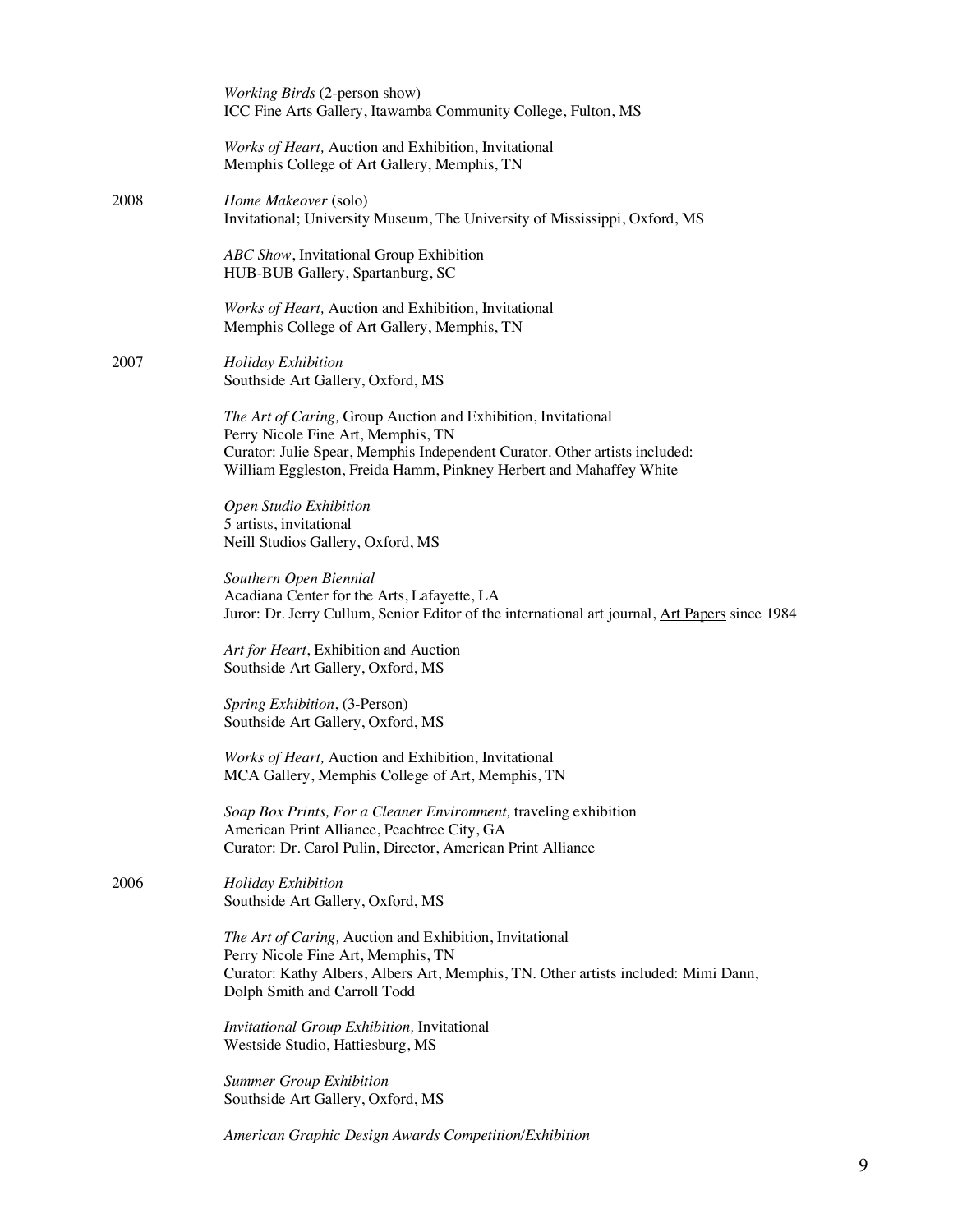*Working Birds* (2-person show)
ICC Fine Arts Gallery, Itawamba Community College, Fulton, MS

*Works of Heart,* Auction and Exhibition, Invitational
Memphis College of Art Gallery, Memphis, TN

2008 *Home Makeover* (solo)
Invitational; University Museum, The University of Mississippi, Oxford, MS

*ABC Show*, Invitational Group Exhibition
HUB-BUB Gallery, Spartanburg, SC

*Works of Heart,* Auction and Exhibition, Invitational
Memphis College of Art Gallery, Memphis, TN

2007 *Holiday Exhibition*
Southside Art Gallery, Oxford, MS

*The Art of Caring,* Group Auction and Exhibition, Invitational
Perry Nicole Fine Art, Memphis, TN
Curator: Julie Spear, Memphis Independent Curator. Other artists included: William Eggleston, Freida Hamm, Pinkney Herbert and Mahaffey White

*Open Studio Exhibition*
5 artists, invitational
Neill Studios Gallery, Oxford, MS

*Southern Open Biennial*
Acadiana Center for the Arts, Lafayette, LA
Juror: Dr. Jerry Cullum, Senior Editor of the international art journal, Art Papers since 1984

*Art for Heart*, Exhibition and Auction
Southside Art Gallery, Oxford, MS

*Spring Exhibition*, (3-Person)
Southside Art Gallery, Oxford, MS

*Works of Heart,* Auction and Exhibition, Invitational
MCA Gallery, Memphis College of Art, Memphis, TN

*Soap Box Prints, For a Cleaner Environment,* traveling exhibition
American Print Alliance, Peachtree City, GA
Curator: Dr. Carol Pulin, Director, American Print Alliance

2006 *Holiday Exhibition*
Southside Art Gallery, Oxford, MS

*The Art of Caring,* Auction and Exhibition, Invitational
Perry Nicole Fine Art, Memphis, TN
Curator: Kathy Albers, Albers Art, Memphis, TN. Other artists included: Mimi Dann, Dolph Smith and Carroll Todd

*Invitational Group Exhibition,* Invitational
Westside Studio, Hattiesburg, MS

*Summer Group Exhibition*
Southside Art Gallery, Oxford, MS

*American Graphic Design Awards Competition/Exhibition*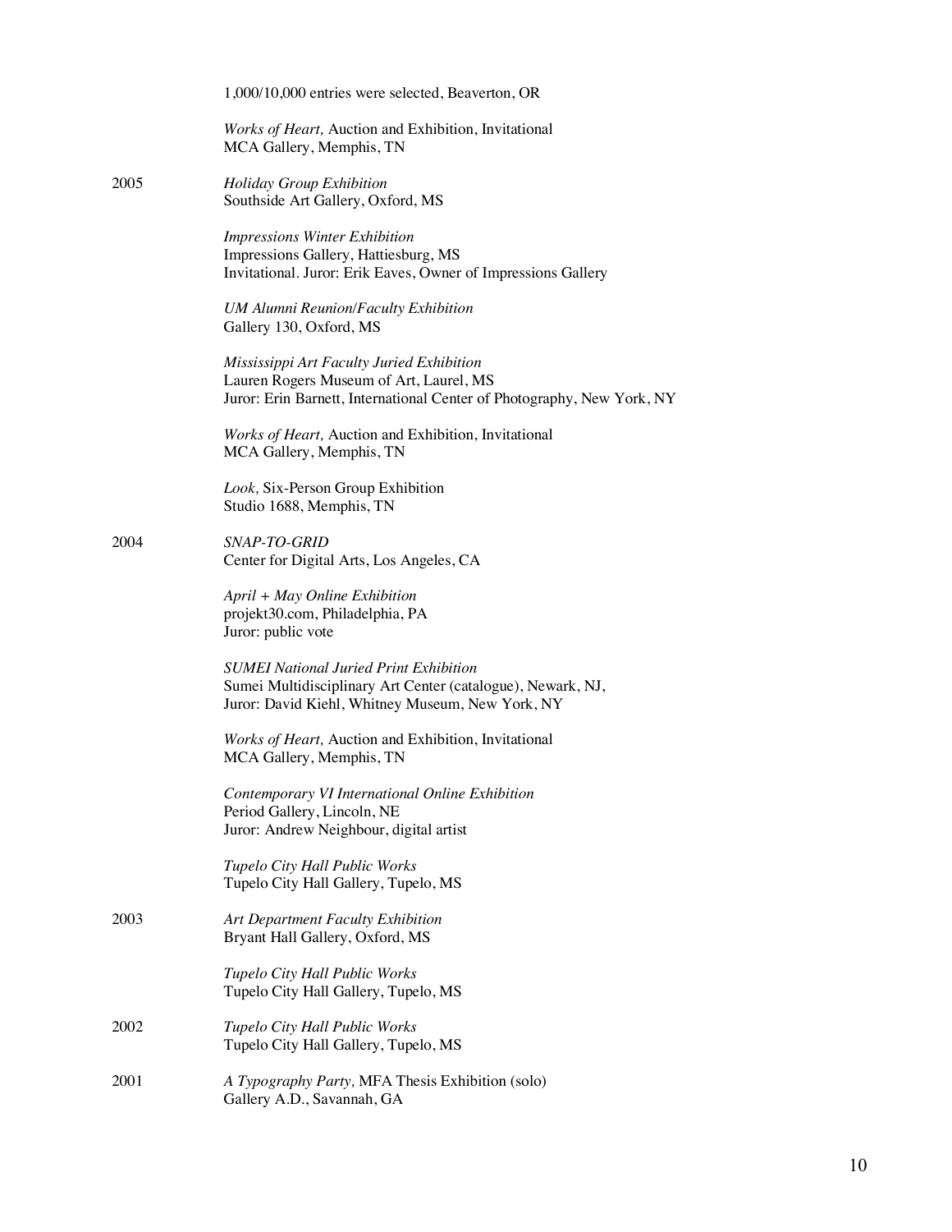1,000/10,000 entries were selected, Beaverton, OR

*Works of Heart,* Auction and Exhibition, Invitational
MCA Gallery, Memphis, TN

2005 *Holiday Group Exhibition*
Southside Art Gallery, Oxford, MS

*Impressions Winter Exhibition*
Impressions Gallery, Hattiesburg, MS
Invitational. Juror: Erik Eaves, Owner of Impressions Gallery

*UM Alumni Reunion/Faculty Exhibition*
Gallery 130, Oxford, MS

*Mississippi Art Faculty Juried Exhibition*
Lauren Rogers Museum of Art, Laurel, MS
Juror: Erin Barnett, International Center of Photography, New York, NY

*Works of Heart,* Auction and Exhibition, Invitational
MCA Gallery, Memphis, TN

*Look,* Six-Person Group Exhibition
Studio 1688, Memphis, TN

2004 *SNAP-TO-GRID*
Center for Digital Arts, Los Angeles, CA

*April + May Online Exhibition*
projekt30.com, Philadelphia, PA
Juror: public vote

*SUMEI National Juried Print Exhibition*
Sumei Multidisciplinary Art Center (catalogue), Newark, NJ,
Juror: David Kiehl, Whitney Museum, New York, NY

*Works of Heart,* Auction and Exhibition, Invitational
MCA Gallery, Memphis, TN

*Contemporary VI International Online Exhibition*
Period Gallery, Lincoln, NE
Juror: Andrew Neighbour, digital artist

*Tupelo City Hall Public Works*
Tupelo City Hall Gallery, Tupelo, MS

2003 *Art Department Faculty Exhibition*
Bryant Hall Gallery, Oxford, MS

*Tupelo City Hall Public Works*
Tupelo City Hall Gallery, Tupelo, MS

2002 *Tupelo City Hall Public Works*
Tupelo City Hall Gallery, Tupelo, MS

2001 *A Typography Party,* MFA Thesis Exhibition (solo)
Gallery A.D., Savannah, GA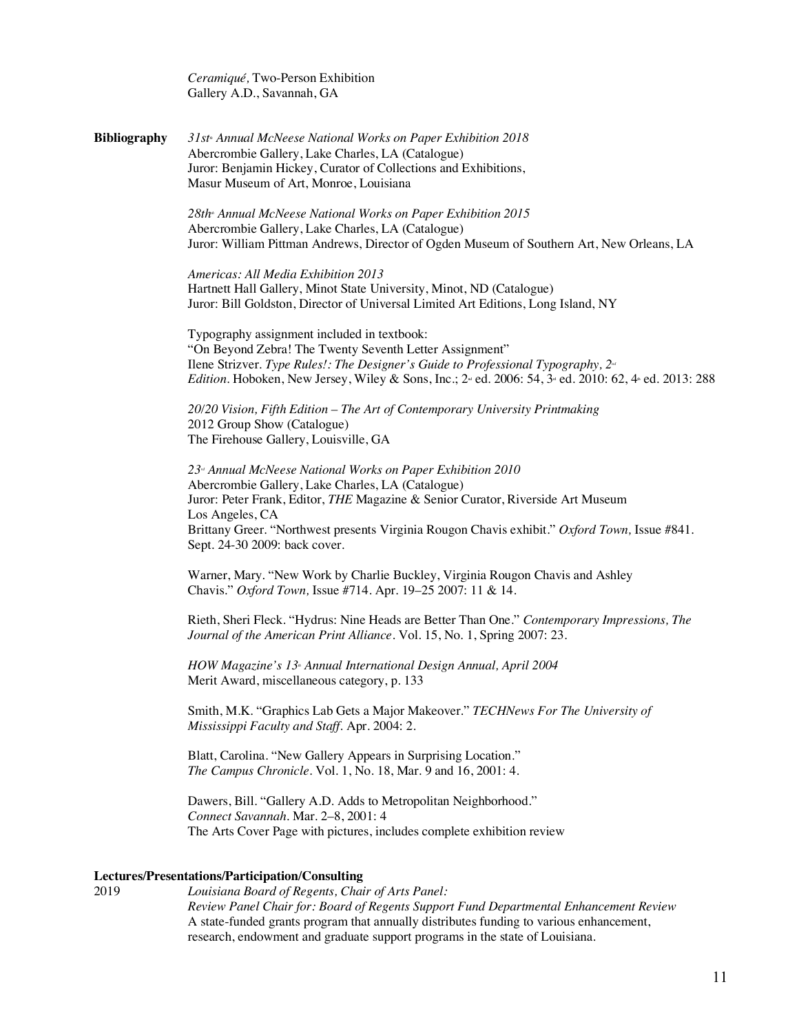*Ceramiqué,* Two-Person Exhibition
Gallery A.D., Savannah, GA

**Bibliography**

*31st[st] Annual McNeese National Works on Paper Exhibition 2018*
Abercrombie Gallery, Lake Charles, LA (Catalogue)
Juror: Benjamin Hickey, Curator of Collections and Exhibitions,
Masur Museum of Art, Monroe, Louisiana

*28th[th] Annual McNeese National Works on Paper Exhibition 2015*
Abercrombie Gallery, Lake Charles, LA (Catalogue)
Juror: William Pittman Andrews, Director of Ogden Museum of Southern Art, New Orleans, LA

*Americas: All Media Exhibition 2013*
Hartnett Hall Gallery, Minot State University, Minot, ND (Catalogue)
Juror: Bill Goldston, Director of Universal Limited Art Editions, Long Island, NY

Typography assignment included in textbook:
"On Beyond Zebra! The Twenty Seventh Letter Assignment"
Ilene Strizver. *Type Rules!: The Designer's Guide to Professional Typography, 2[nd] Edition*. Hoboken, New Jersey, Wiley & Sons, Inc.; 2[nd] ed. 2006: 54, 3[rd] ed. 2010: 62, 4[th] ed. 2013: 288

*20/20 Vision, Fifth Edition – The Art of Contemporary University Printmaking*
2012 Group Show (Catalogue)
The Firehouse Gallery, Louisville, GA

*23[rd] Annual McNeese National Works on Paper Exhibition 2010*
Abercrombie Gallery, Lake Charles, LA (Catalogue)
Juror: Peter Frank, Editor, *THE* Magazine & Senior Curator, Riverside Art Museum
Los Angeles, CA
Brittany Greer. "Northwest presents Virginia Rougon Chavis exhibit." *Oxford Town,* Issue #841. Sept. 24-30 2009: back cover.

Warner, Mary. "New Work by Charlie Buckley, Virginia Rougon Chavis and Ashley Chavis." *Oxford Town,* Issue #714. Apr. 19–25 2007: 11 & 14.

Rieth, Sheri Fleck. "Hydrus: Nine Heads are Better Than One." *Contemporary Impressions, The Journal of the American Print Alliance*. Vol. 15, No. 1, Spring 2007: 23.

*HOW Magazine's 13[th] Annual International Design Annual, April 2004*
Merit Award, miscellaneous category, p. 133

Smith, M.K. "Graphics Lab Gets a Major Makeover." *TECHNews For The University of Mississippi Faculty and Staff*. Apr. 2004: 2.

Blatt, Carolina. "New Gallery Appears in Surprising Location."
*The Campus Chronicle*. Vol. 1, No. 18, Mar. 9 and 16, 2001: 4.

Dawers, Bill. "Gallery A.D. Adds to Metropolitan Neighborhood."
*Connect Savannah*. Mar. 2–8, 2001: 4
The Arts Cover Page with pictures, includes complete exhibition review

**Lectures/Presentations/Participation/Consulting**

2019 *Louisiana Board of Regents, Chair of Arts Panel:*
*Review Panel Chair for: Board of Regents Support Fund Departmental Enhancement Review*
A state-funded grants program that annually distributes funding to various enhancement, research, endowment and graduate support programs in the state of Louisiana.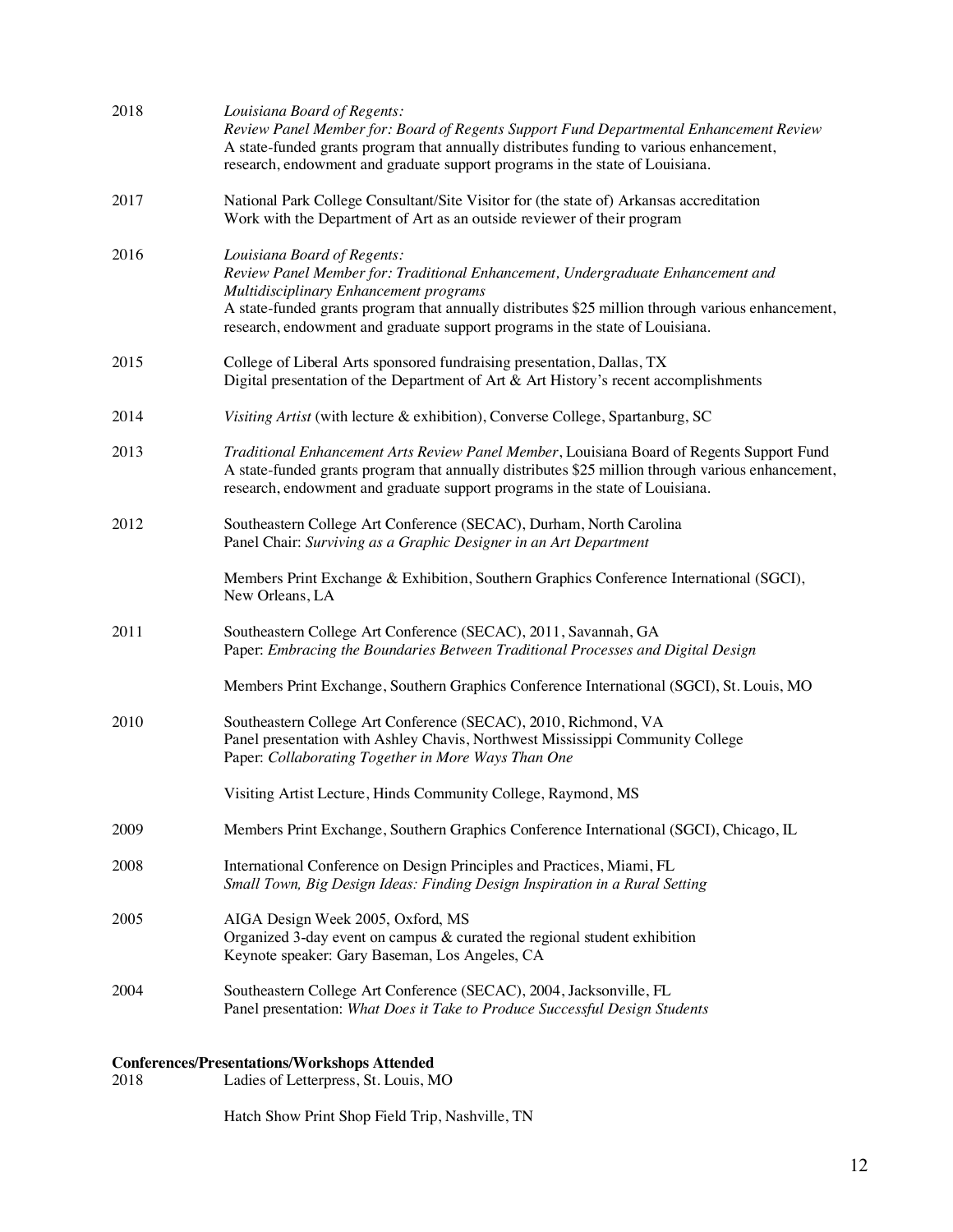2018 — *Louisiana Board of Regents:*
*Review Panel Member for: Board of Regents Support Fund Departmental Enhancement Review*
A state-funded grants program that annually distributes funding to various enhancement, research, endowment and graduate support programs in the state of Louisiana.

2017 — National Park College Consultant/Site Visitor for (the state of) Arkansas accreditation
Work with the Department of Art as an outside reviewer of their program

2016 — *Louisiana Board of Regents:*
*Review Panel Member for: Traditional Enhancement, Undergraduate Enhancement and Multidisciplinary Enhancement programs*
A state-funded grants program that annually distributes $25 million through various enhancement, research, endowment and graduate support programs in the state of Louisiana.

2015 — College of Liberal Arts sponsored fundraising presentation, Dallas, TX
Digital presentation of the Department of Art & Art History's recent accomplishments

2014 — *Visiting Artist* (with lecture & exhibition), Converse College, Spartanburg, SC

2013 — *Traditional Enhancement Arts Review Panel Member*, Louisiana Board of Regents Support Fund
A state-funded grants program that annually distributes $25 million through various enhancement, research, endowment and graduate support programs in the state of Louisiana.

2012 — Southeastern College Art Conference (SECAC), Durham, North Carolina
Panel Chair: *Surviving as a Graphic Designer in an Art Department*

Members Print Exchange & Exhibition, Southern Graphics Conference International (SGCI), New Orleans, LA

2011 — Southeastern College Art Conference (SECAC), 2011, Savannah, GA
Paper: *Embracing the Boundaries Between Traditional Processes and Digital Design*

Members Print Exchange, Southern Graphics Conference International (SGCI), St. Louis, MO

2010 — Southeastern College Art Conference (SECAC), 2010, Richmond, VA
Panel presentation with Ashley Chavis, Northwest Mississippi Community College
Paper: *Collaborating Together in More Ways Than One*

Visiting Artist Lecture, Hinds Community College, Raymond, MS

2009 — Members Print Exchange, Southern Graphics Conference International (SGCI), Chicago, IL

2008 — International Conference on Design Principles and Practices, Miami, FL
*Small Town, Big Design Ideas: Finding Design Inspiration in a Rural Setting*

2005 — AIGA Design Week 2005, Oxford, MS
Organized 3-day event on campus & curated the regional student exhibition
Keynote speaker: Gary Baseman, Los Angeles, CA

2004 — Southeastern College Art Conference (SECAC), 2004, Jacksonville, FL
Panel presentation: *What Does it Take to Produce Successful Design Students*

**Conferences/Presentations/Workshops Attended**

2018 — Ladies of Letterpress, St. Louis, MO

Hatch Show Print Shop Field Trip, Nashville, TN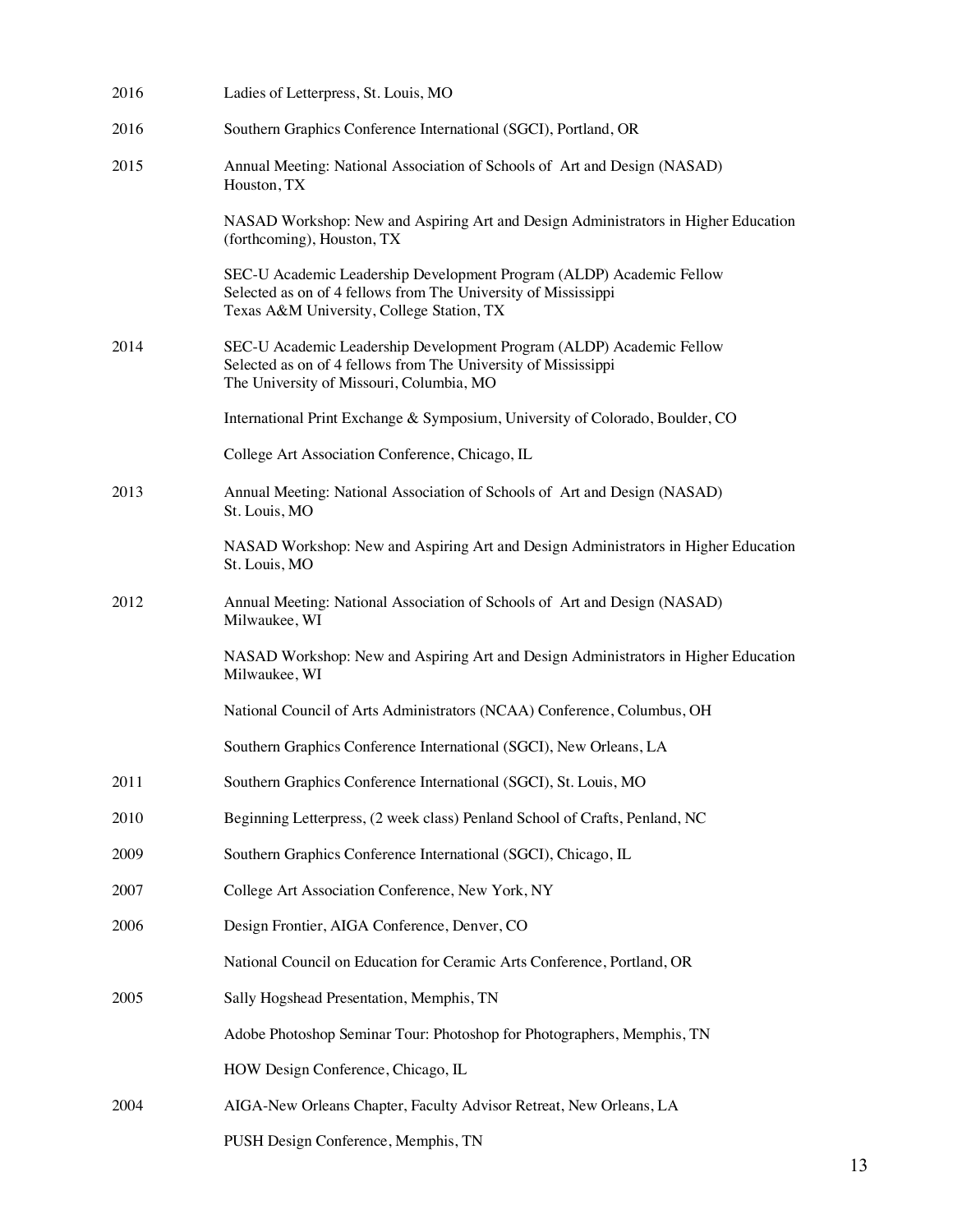2016 Ladies of Letterpress, St. Louis, MO

2016 Southern Graphics Conference International (SGCI), Portland, OR

2015 Annual Meeting: National Association of Schools of Art and Design (NASAD)
Houston, TX

NASAD Workshop: New and Aspiring Art and Design Administrators in Higher Education (forthcoming), Houston, TX

SEC-U Academic Leadership Development Program (ALDP) Academic Fellow
Selected as on of 4 fellows from The University of Mississippi
Texas A&M University, College Station, TX

2014 SEC-U Academic Leadership Development Program (ALDP) Academic Fellow
Selected as on of 4 fellows from The University of Mississippi
The University of Missouri, Columbia, MO

International Print Exchange & Symposium, University of Colorado, Boulder, CO

College Art Association Conference, Chicago, IL

2013 Annual Meeting: National Association of Schools of Art and Design (NASAD)
St. Louis, MO

NASAD Workshop: New and Aspiring Art and Design Administrators in Higher Education
St. Louis, MO

2012 Annual Meeting: National Association of Schools of Art and Design (NASAD)
Milwaukee, WI

NASAD Workshop: New and Aspiring Art and Design Administrators in Higher Education
Milwaukee, WI

National Council of Arts Administrators (NCAA) Conference, Columbus, OH

Southern Graphics Conference International (SGCI), New Orleans, LA

2011 Southern Graphics Conference International (SGCI), St. Louis, MO

2010 Beginning Letterpress, (2 week class) Penland School of Crafts, Penland, NC

2009 Southern Graphics Conference International (SGCI), Chicago, IL

2007 College Art Association Conference, New York, NY

2006 Design Frontier, AIGA Conference, Denver, CO

National Council on Education for Ceramic Arts Conference, Portland, OR

2005 Sally Hogshead Presentation, Memphis, TN

Adobe Photoshop Seminar Tour: Photoshop for Photographers, Memphis, TN

HOW Design Conference, Chicago, IL

2004 AIGA-New Orleans Chapter, Faculty Advisor Retreat, New Orleans, LA

PUSH Design Conference, Memphis, TN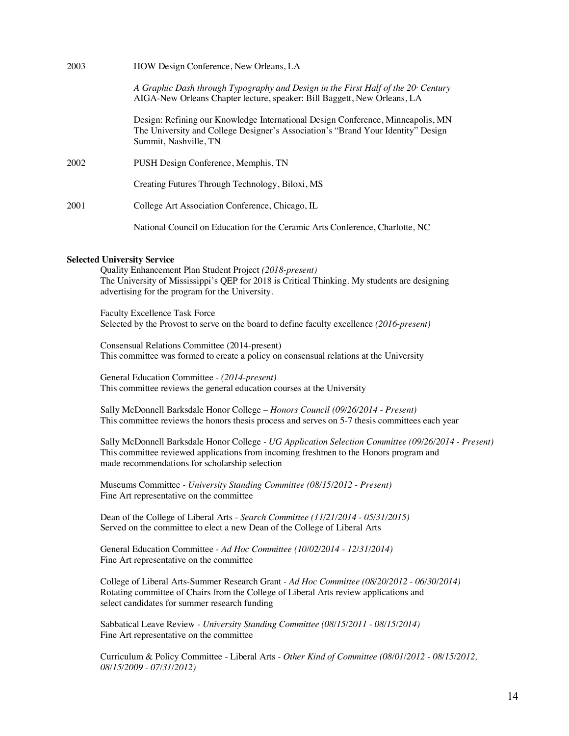2003 HOW Design Conference, New Orleans, LA

*A Graphic Dash through Typography and Design in the First Half of the 20th Century*
AIGA-New Orleans Chapter lecture, speaker: Bill Baggett, New Orleans, LA

Design: Refining our Knowledge International Design Conference, Minneapolis, MN
The University and College Designer's Association's "Brand Your Identity" Design Summit, Nashville, TN

2002 PUSH Design Conference, Memphis, TN

Creating Futures Through Technology, Biloxi, MS

2001 College Art Association Conference, Chicago, IL

National Council on Education for the Ceramic Arts Conference, Charlotte, NC

**Selected University Service**

Quality Enhancement Plan Student Project *(2018-present)*
The University of Mississippi's QEP for 2018 is Critical Thinking. My students are designing advertising for the program for the University.

Faculty Excellence Task Force
Selected by the Provost to serve on the board to define faculty excellence *(2016-present)*

Consensual Relations Committee (2014-present)
This committee was formed to create a policy on consensual relations at the University

General Education Committee - *(2014-present)*
This committee reviews the general education courses at the University

Sally McDonnell Barksdale Honor College – *Honors Council (09/26/2014 - Present)*
This committee reviews the honors thesis process and serves on 5-7 thesis committees each year

Sally McDonnell Barksdale Honor College - *UG Application Selection Committee (09/26/2014 - Present)*
This committee reviewed applications from incoming freshmen to the Honors program and made recommendations for scholarship selection

Museums Committee - *University Standing Committee (08/15/2012 - Present)*
Fine Art representative on the committee

Dean of the College of Liberal Arts - *Search Committee (11/21/2014 - 05/31/2015)*
Served on the committee to elect a new Dean of the College of Liberal Arts

General Education Committee - *Ad Hoc Committee (10/02/2014 - 12/31/2014)*
Fine Art representative on the committee

College of Liberal Arts-Summer Research Grant - *Ad Hoc Committee (08/20/2012 - 06/30/2014)*
Rotating committee of Chairs from the College of Liberal Arts review applications and select candidates for summer research funding

Sabbatical Leave Review - *University Standing Committee (08/15/2011 - 08/15/2014)*
Fine Art representative on the committee

Curriculum & Policy Committee - Liberal Arts - *Other Kind of Committee (08/01/2012 - 08/15/2012, 08/15/2009 - 07/31/2012)*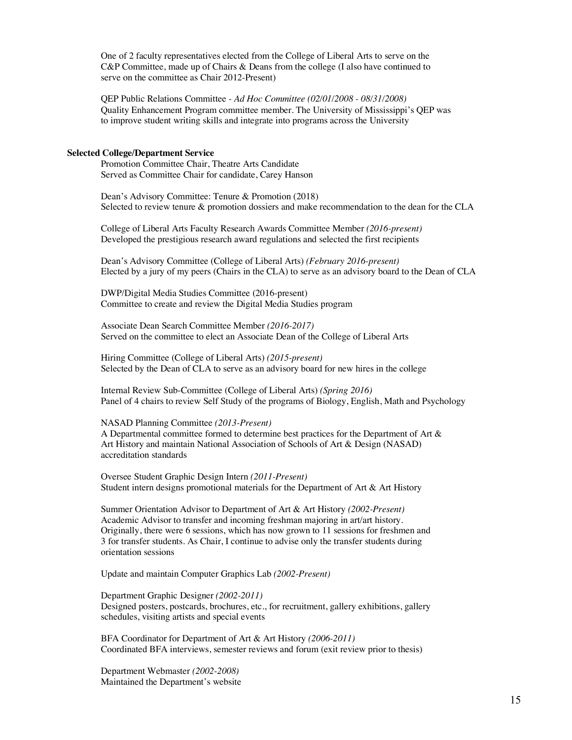One of 2 faculty representatives elected from the College of Liberal Arts to serve on the C&P Committee, made up of Chairs & Deans from the college (I also have continued to serve on the committee as Chair 2012-Present)

QEP Public Relations Committee - *Ad Hoc Committee (02/01/2008 - 08/31/2008)*
Quality Enhancement Program committee member. The University of Mississippi's QEP was to improve student writing skills and integrate into programs across the University

**Selected College/Department Service**

Promotion Committee Chair, Theatre Arts Candidate
Served as Committee Chair for candidate, Carey Hanson

Dean's Advisory Committee: Tenure & Promotion (2018)
Selected to review tenure & promotion dossiers and make recommendation to the dean for the CLA

College of Liberal Arts Faculty Research Awards Committee Member *(2016-present)*
Developed the prestigious research award regulations and selected the first recipients

Dean's Advisory Committee (College of Liberal Arts) *(February 2016-present)*
Elected by a jury of my peers (Chairs in the CLA) to serve as an advisory board to the Dean of CLA

DWP/Digital Media Studies Committee (2016-present)
Committee to create and review the Digital Media Studies program

Associate Dean Search Committee Member *(2016-2017)*
Served on the committee to elect an Associate Dean of the College of Liberal Arts

Hiring Committee (College of Liberal Arts) *(2015-present)*
Selected by the Dean of CLA to serve as an advisory board for new hires in the college

Internal Review Sub-Committee (College of Liberal Arts) *(Spring 2016)*
Panel of 4 chairs to review Self Study of the programs of Biology, English, Math and Psychology

NASAD Planning Committee *(2013-Present)*
A Departmental committee formed to determine best practices for the Department of Art & Art History and maintain National Association of Schools of Art & Design (NASAD) accreditation standards

Oversee Student Graphic Design Intern *(2011-Present)*
Student intern designs promotional materials for the Department of Art & Art History

Summer Orientation Advisor to Department of Art & Art History *(2002-Present)*
Academic Advisor to transfer and incoming freshman majoring in art/art history. Originally, there were 6 sessions, which has now grown to 11 sessions for freshmen and 3 for transfer students. As Chair, I continue to advise only the transfer students during orientation sessions

Update and maintain Computer Graphics Lab *(2002-Present)*

Department Graphic Designer *(2002-2011)*
Designed posters, postcards, brochures, etc., for recruitment, gallery exhibitions, gallery schedules, visiting artists and special events

BFA Coordinator for Department of Art & Art History *(2006-2011)*
Coordinated BFA interviews, semester reviews and forum (exit review prior to thesis)

Department Webmaster *(2002-2008)*
Maintained the Department's website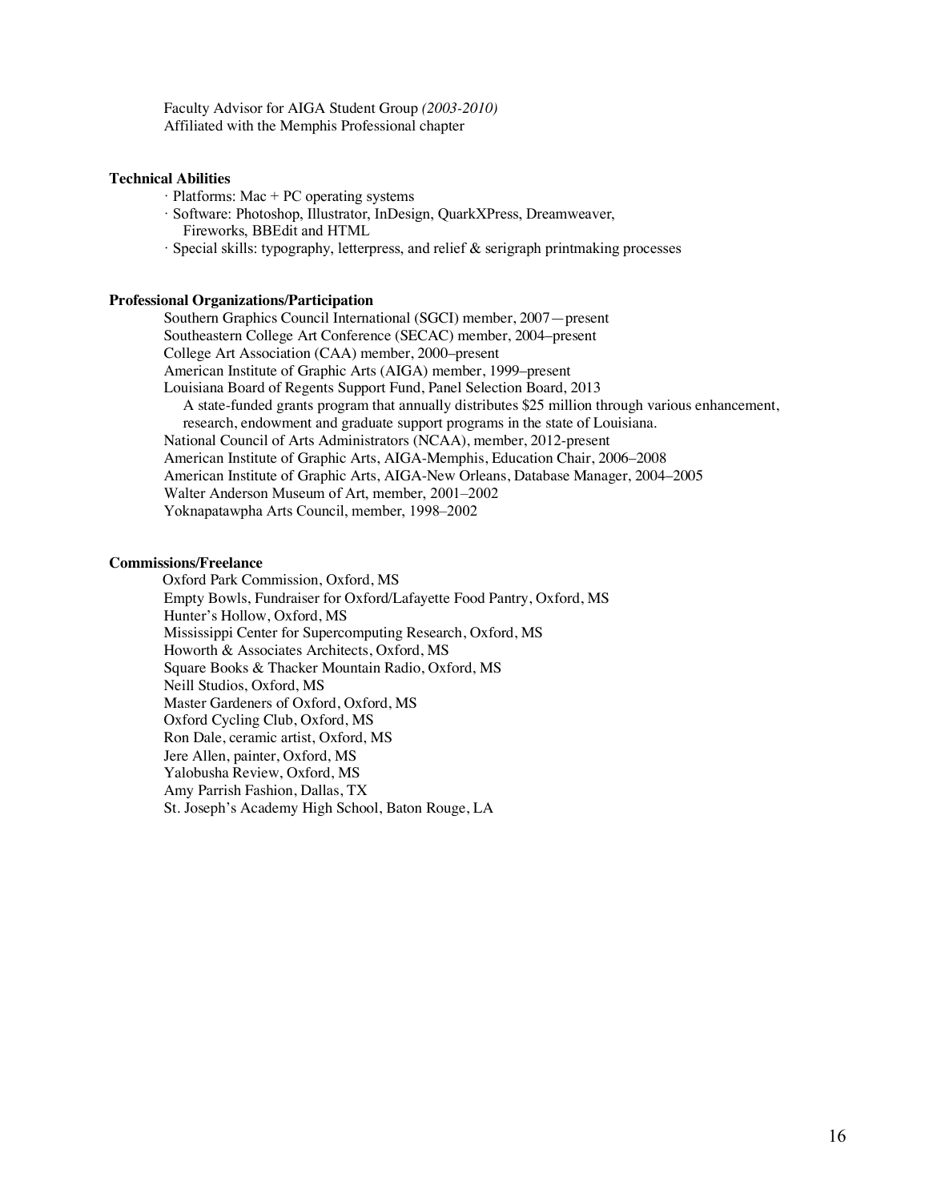Faculty Advisor for AIGA Student Group *(2003-2010)*
Affiliated with the Memphis Professional chapter

**Technical Abilities**

· Platforms: Mac + PC operating systems
· Software: Photoshop, Illustrator, InDesign, QuarkXPress, Dreamweaver, Fireworks, BBEdit and HTML
· Special skills: typography, letterpress, and relief & serigraph printmaking processes

**Professional Organizations/Participation**

Southern Graphics Council International (SGCI) member, 2007—present
Southeastern College Art Conference (SECAC) member, 2004–present
College Art Association (CAA) member, 2000–present
American Institute of Graphic Arts (AIGA) member, 1999–present
Louisiana Board of Regents Support Fund, Panel Selection Board, 2013
A state-funded grants program that annually distributes $25 million through various enhancement, research, endowment and graduate support programs in the state of Louisiana.
National Council of Arts Administrators (NCAA), member, 2012-present
American Institute of Graphic Arts, AIGA-Memphis, Education Chair, 2006–2008
American Institute of Graphic Arts, AIGA-New Orleans, Database Manager, 2004–2005
Walter Anderson Museum of Art, member, 2001–2002
Yoknapatawpha Arts Council, member, 1998–2002

**Commissions/Freelance**

Oxford Park Commission, Oxford, MS
Empty Bowls, Fundraiser for Oxford/Lafayette Food Pantry, Oxford, MS
Hunter's Hollow, Oxford, MS
Mississippi Center for Supercomputing Research, Oxford, MS
Howorth & Associates Architects, Oxford, MS
Square Books & Thacker Mountain Radio, Oxford, MS
Neill Studios, Oxford, MS
Master Gardeners of Oxford, Oxford, MS
Oxford Cycling Club, Oxford, MS
Ron Dale, ceramic artist, Oxford, MS
Jere Allen, painter, Oxford, MS
Yalobusha Review, Oxford, MS
Amy Parrish Fashion, Dallas, TX
St. Joseph's Academy High School, Baton Rouge, LA